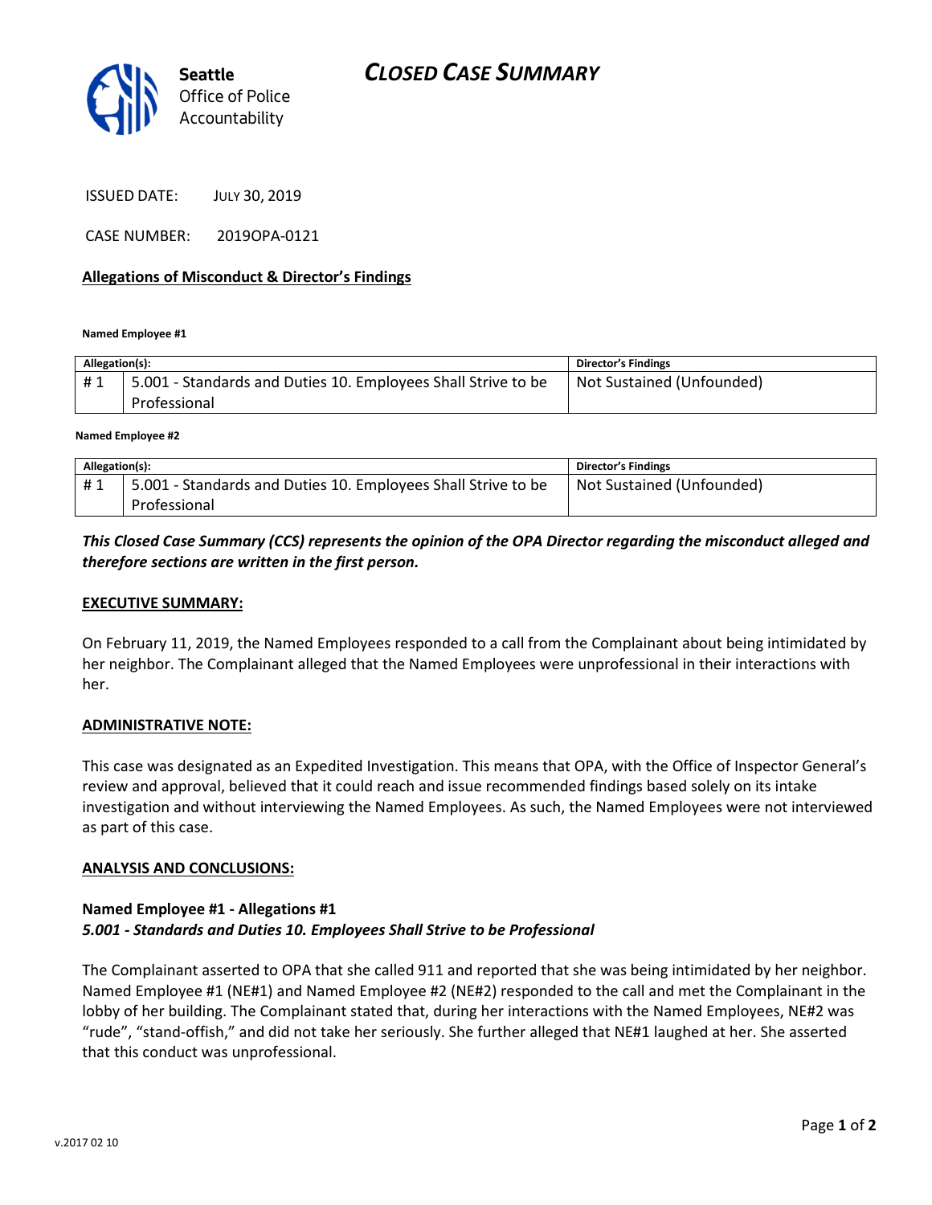Seattle Office of Police Accountability

# CLOSED CASE SUMMARY

ISSUED DATE: JULY 30, 2019

CASE NUMBER: 2019OPA-0121

## Allegations of Misconduct & Director's Findings

**Named Employee #1**

| Allegation(s): | | Director's Findings |
|---|---|---|
| # 1 | 5.001 - Standards and Duties 10. Employees Shall Strive to be Professional | Not Sustained (Unfounded) |

**Named Employee #2**

| Allegation(s): | | Director's Findings |
|---|---|---|
| # 1 | 5.001 - Standards and Duties 10. Employees Shall Strive to be Professional | Not Sustained (Unfounded) |

***This Closed Case Summary (CCS) represents the opinion of the OPA Director regarding the misconduct alleged and therefore sections are written in the first person.***

## EXECUTIVE SUMMARY:

On February 11, 2019, the Named Employees responded to a call from the Complainant about being intimidated by her neighbor. The Complainant alleged that the Named Employees were unprofessional in their interactions with her.

## ADMINISTRATIVE NOTE:

This case was designated as an Expedited Investigation. This means that OPA, with the Office of Inspector General's review and approval, believed that it could reach and issue recommended findings based solely on its intake investigation and without interviewing the Named Employees. As such, the Named Employees were not interviewed as part of this case.

## ANALYSIS AND CONCLUSIONS:

### Named Employee #1 - Allegations #1
***5.001 - Standards and Duties 10. Employees Shall Strive to be Professional***

The Complainant asserted to OPA that she called 911 and reported that she was being intimidated by her neighbor. Named Employee #1 (NE#1) and Named Employee #2 (NE#2) responded to the call and met the Complainant in the lobby of her building. The Complainant stated that, during her interactions with the Named Employees, NE#2 was "rude", "stand-offish," and did not take her seriously. She further alleged that NE#1 laughed at her. She asserted that this conduct was unprofessional.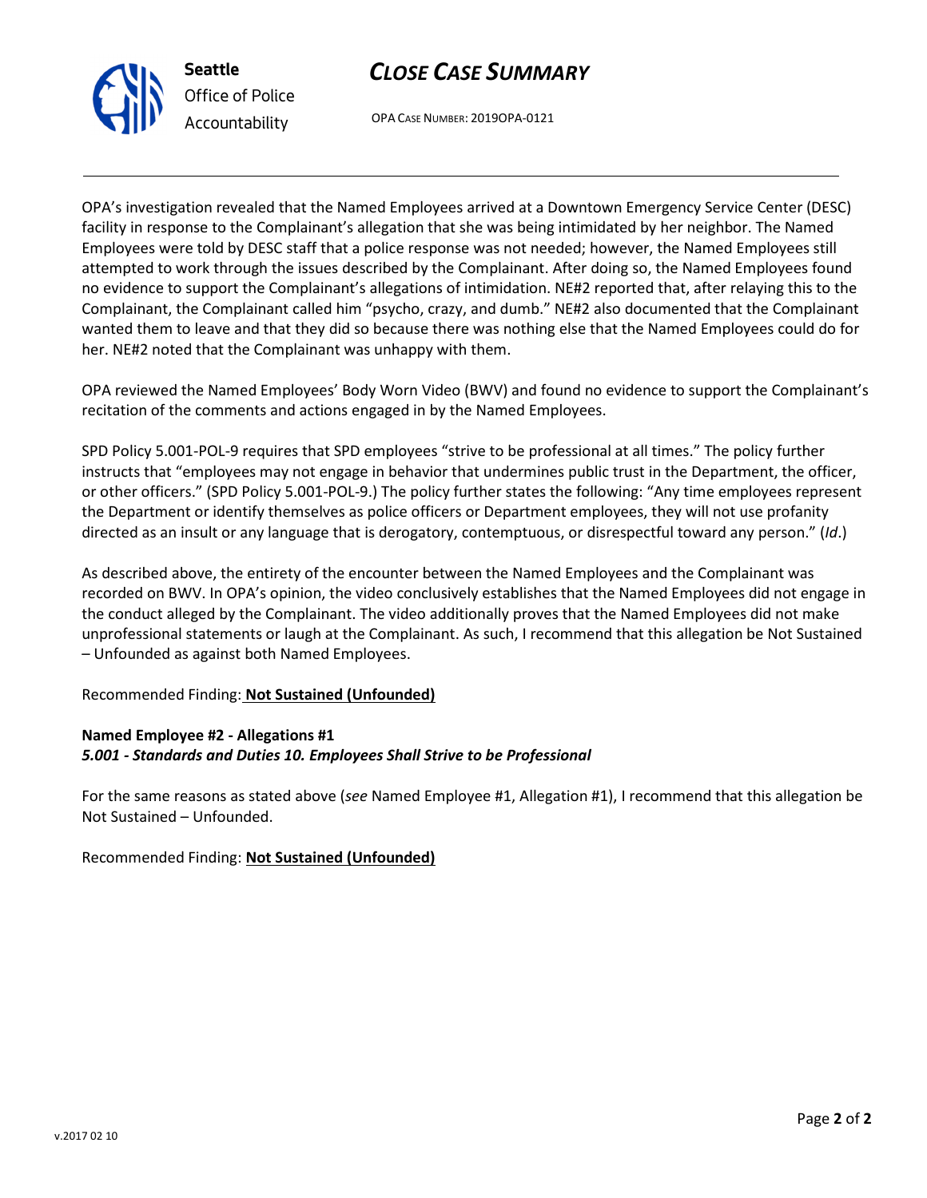OPA's investigation revealed that the Named Employees arrived at a Downtown Emergency Service Center (DESC) facility in response to the Complainant's allegation that she was being intimidated by her neighbor. The Named Employees were told by DESC staff that a police response was not needed; however, the Named Employees still attempted to work through the issues described by the Complainant. After doing so, the Named Employees found no evidence to support the Complainant's allegations of intimidation. NE#2 reported that, after relaying this to the Complainant, the Complainant called him "psycho, crazy, and dumb." NE#2 also documented that the Complainant wanted them to leave and that they did so because there was nothing else that the Named Employees could do for her. NE#2 noted that the Complainant was unhappy with them.

OPA reviewed the Named Employees' Body Worn Video (BWV) and found no evidence to support the Complainant's recitation of the comments and actions engaged in by the Named Employees.

SPD Policy 5.001-POL-9 requires that SPD employees "strive to be professional at all times." The policy further instructs that "employees may not engage in behavior that undermines public trust in the Department, the officer, or other officers." (SPD Policy 5.001-POL-9.) The policy further states the following: "Any time employees represent the Department or identify themselves as police officers or Department employees, they will not use profanity directed as an insult or any language that is derogatory, contemptuous, or disrespectful toward any person." (*Id*.)

As described above, the entirety of the encounter between the Named Employees and the Complainant was recorded on BWV. In OPA's opinion, the video conclusively establishes that the Named Employees did not engage in the conduct alleged by the Complainant. The video additionally proves that the Named Employees did not make unprofessional statements or laugh at the Complainant. As such, I recommend that this allegation be Not Sustained – Unfounded as against both Named Employees.

Recommended Finding: **Not Sustained (Unfounded)**

**Named Employee #2 - Allegations #1**
***5.001 - Standards and Duties 10. Employees Shall Strive to be Professional***

For the same reasons as stated above (*see* Named Employee #1, Allegation #1), I recommend that this allegation be Not Sustained – Unfounded.

Recommended Finding: **Not Sustained (Unfounded)**